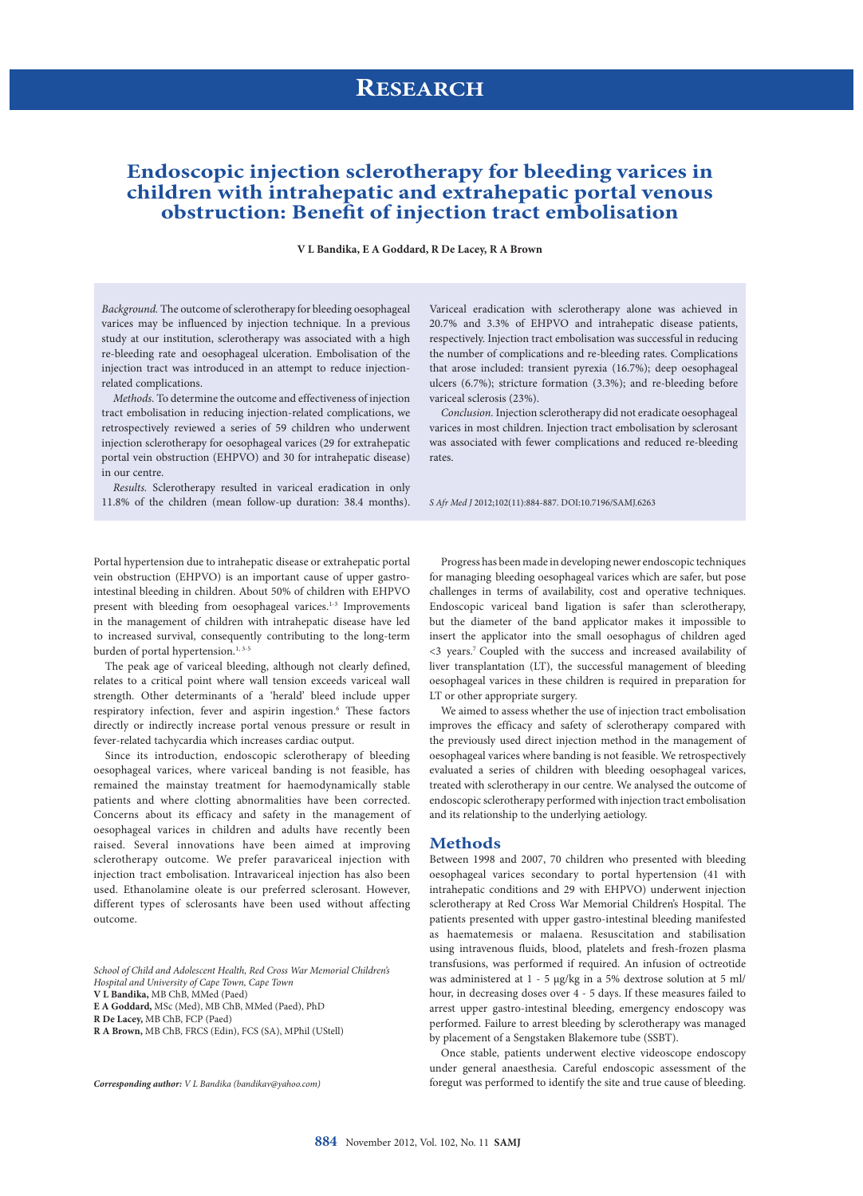# RESEARCH

# Endoscopic injection sclerotherapy for bleeding varices in children with intrahepatic and extrahepatic portal venous obstruction: Benefit of injection tract embolisation

**V L Bandika, E A Goddard, R De Lacey, R A Brown**

*Background.* The outcome of sclerotherapy for bleeding oesophageal varices may be influenced by injection technique. In a previous study at our institution, sclerotherapy was associated with a high re-bleeding rate and oesophageal ulceration. Embolisation of the injection tract was introduced in an attempt to reduce injection-related complications.

*Methods.* To determine the outcome and effectiveness of injection tract embolisation in reducing injection-related complications, we retrospectively reviewed a series of 59 children who underwent injection sclerotherapy for oesophageal varices (29 for extrahepatic portal vein obstruction (EHPVO) and 30 for intrahepatic disease) in our centre.

*Results.* Sclerotherapy resulted in variceal eradication in only 11.8% of the children (mean follow-up duration: 38.4 months). Variceal eradication with sclerotherapy alone was achieved in 20.7% and 3.3% of EHPVO and intrahepatic disease patients, respectively. Injection tract embolisation was successful in reducing the number of complications and re-bleeding rates. Complications that arose included: transient pyrexia (16.7%); deep oesophageal ulcers (6.7%); stricture formation (3.3%); and re-bleeding before variceal sclerosis (23%).

*Conclusion.* Injection sclerotherapy did not eradicate oesophageal varices in most children. Injection tract embolisation by sclerosant was associated with fewer complications and reduced re-bleeding rates.

*S Afr Med J* 2012;102(11):884-887. DOI:10.7196/SAMJ.6263

Portal hypertension due to intrahepatic disease or extrahepatic portal vein obstruction (EHPVO) is an important cause of upper gastro-intestinal bleeding in children. About 50% of children with EHPVO present with bleeding from oesophageal varices.[1-3] Improvements in the management of children with intrahepatic disease have led to increased survival, consequently contributing to the long-term burden of portal hypertension.[1, 3-5]

The peak age of variceal bleeding, although not clearly defined, relates to a critical point where wall tension exceeds variceal wall strength. Other determinants of a 'herald' bleed include upper respiratory infection, fever and aspirin ingestion.[6] These factors directly or indirectly increase portal venous pressure or result in fever-related tachycardia which increases cardiac output.

Since its introduction, endoscopic sclerotherapy of bleeding oesophageal varices, where variceal banding is not feasible, has remained the mainstay treatment for haemodynamically stable patients and where clotting abnormalities have been corrected. Concerns about its efficacy and safety in the management of oesophageal varices in children and adults have recently been raised. Several innovations have been aimed at improving sclerotherapy outcome. We prefer paravariceal injection with injection tract embolisation. Intravariceal injection has also been used. Ethanolamine oleate is our preferred sclerosant. However, different types of sclerosants have been used without affecting outcome.

*School of Child and Adolescent Health, Red Cross War Memorial Children's Hospital and University of Cape Town, Cape Town*
**V L Bandika,** MB ChB, MMed (Paed)
**E A Goddard,** MSc (Med), MB ChB, MMed (Paed), PhD
**R De Lacey,** MB ChB, FCP (Paed)
**R A Brown,** MB ChB, FRCS (Edin), FCS (SA), MPhil (UStell)

***Corresponding author:*** *V L Bandika (bandikav@yahoo.com)*

Progress has been made in developing newer endoscopic techniques for managing bleeding oesophageal varices which are safer, but pose challenges in terms of availability, cost and operative techniques. Endoscopic variceal band ligation is safer than sclerotherapy, but the diameter of the band applicator makes it impossible to insert the applicator into the small oesophagus of children aged <3 years.[7] Coupled with the success and increased availability of liver transplantation (LT), the successful management of bleeding oesophageal varices in these children is required in preparation for LT or other appropriate surgery.

We aimed to assess whether the use of injection tract embolisation improves the efficacy and safety of sclerotherapy compared with the previously used direct injection method in the management of oesophageal varices where banding is not feasible. We retrospectively evaluated a series of children with bleeding oesophageal varices, treated with sclerotherapy in our centre. We analysed the outcome of endoscopic sclerotherapy performed with injection tract embolisation and its relationship to the underlying aetiology.

## Methods

Between 1998 and 2007, 70 children who presented with bleeding oesophageal varices secondary to portal hypertension (41 with intrahepatic conditions and 29 with EHPVO) underwent injection sclerotherapy at Red Cross War Memorial Children's Hospital. The patients presented with upper gastro-intestinal bleeding manifested as haematemesis or malaena. Resuscitation and stabilisation using intravenous fluids, blood, platelets and fresh-frozen plasma transfusions, was performed if required. An infusion of octreotide was administered at 1 - 5 µg/kg in a 5% dextrose solution at 5 ml/hour, in decreasing doses over 4 - 5 days. If these measures failed to arrest upper gastro-intestinal bleeding, emergency endoscopy was performed. Failure to arrest bleeding by sclerotherapy was managed by placement of a Sengstaken Blakemore tube (SSBT).

Once stable, patients underwent elective videoscope endoscopy under general anaesthesia. Careful endoscopic assessment of the foregut was performed to identify the site and true cause of bleeding.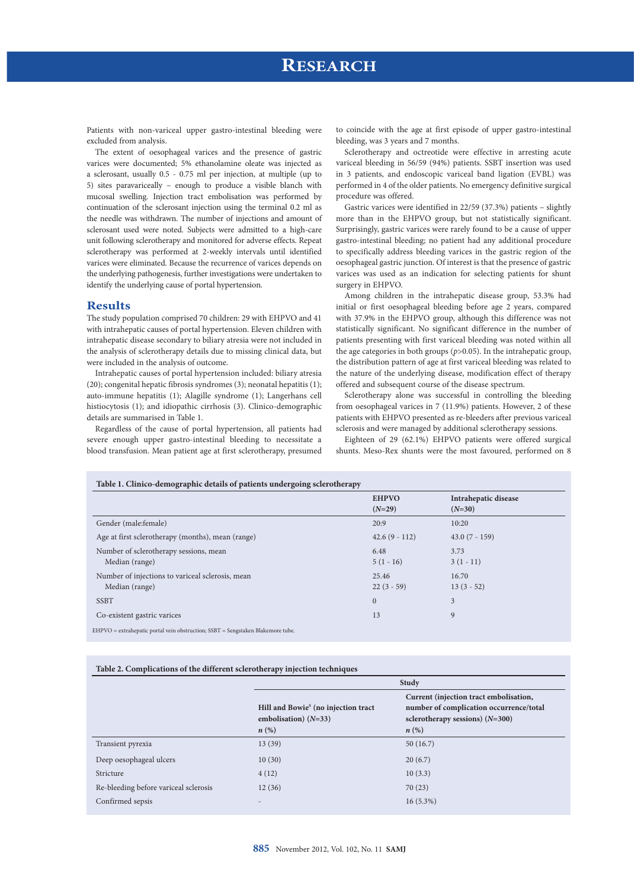Patients with non-variceal upper gastro-intestinal bleeding were excluded from analysis.

The extent of oesophageal varices and the presence of gastric varices were documented; 5% ethanolamine oleate was injected as a sclerosant, usually 0.5 - 0.75 ml per injection, at multiple (up to 5) sites paravariceally – enough to produce a visible blanch with mucosal swelling. Injection tract embolisation was performed by continuation of the sclerosant injection using the terminal 0.2 ml as the needle was withdrawn. The number of injections and amount of sclerosant used were noted. Subjects were admitted to a high-care unit following sclerotherapy and monitored for adverse effects. Repeat sclerotherapy was performed at 2-weekly intervals until identified varices were eliminated. Because the recurrence of varices depends on the underlying pathogenesis, further investigations were undertaken to identify the underlying cause of portal hypertension.

## Results

The study population comprised 70 children: 29 with EHPVO and 41 with intrahepatic causes of portal hypertension. Eleven children with intrahepatic disease secondary to biliary atresia were not included in the analysis of sclerotherapy details due to missing clinical data, but were included in the analysis of outcome.

Intrahepatic causes of portal hypertension included: biliary atresia (20); congenital hepatic fibrosis syndromes (3); neonatal hepatitis (1); auto-immune hepatitis (1); Alagille syndrome (1); Langerhans cell histiocytosis (1); and idiopathic cirrhosis (3). Clinico-demographic details are summarised in Table 1.

Regardless of the cause of portal hypertension, all patients had severe enough upper gastro-intestinal bleeding to necessitate a blood transfusion. Mean patient age at first sclerotherapy, presumed to coincide with the age at first episode of upper gastro-intestinal bleeding, was 3 years and 7 months.

Sclerotherapy and octreotide were effective in arresting acute variceal bleeding in 56/59 (94%) patients. SSBT insertion was used in 3 patients, and endoscopic variceal band ligation (EVBL) was performed in 4 of the older patients. No emergency definitive surgical procedure was offered.

Gastric varices were identified in 22/59 (37.3%) patients – slightly more than in the EHPVO group, but not statistically significant. Surprisingly, gastric varices were rarely found to be a cause of upper gastro-intestinal bleeding; no patient had any additional procedure to specifically address bleeding varices in the gastric region of the oesophageal gastric junction. Of interest is that the presence of gastric varices was used as an indication for selecting patients for shunt surgery in EHPVO.

Among children in the intrahepatic disease group, 53.3% had initial or first oesophageal bleeding before age 2 years, compared with 37.9% in the EHPVO group, although this difference was not statistically significant. No significant difference in the number of patients presenting with first variceal bleeding was noted within all the age categories in both groups ($p>0.05$). In the intrahepatic group, the distribution pattern of age at first variceal bleeding was related to the nature of the underlying disease, modification effect of therapy offered and subsequent course of the disease spectrum.

Sclerotherapy alone was successful in controlling the bleeding from oesophageal varices in 7 (11.9%) patients. However, 2 of these patients with EHPVO presented as re-bleeders after previous variceal sclerosis and were managed by additional sclerotherapy sessions.

Eighteen of 29 (62.1%) EHPVO patients were offered surgical shunts. Meso-Rex shunts were the most favoured, performed on 8

**Table 1. Clinico-demographic details of patients undergoing sclerotherapy**

| | EHPVO (*N*=29) | Intrahepatic disease (*N*=30) |
|---|---|---|
| Gender (male:female) | 20:9 | 10:20 |
| Age at first sclerotherapy (months), mean (range) | 42.6 (9 - 112) | 43.0 (7 - 159) |
| Number of sclerotherapy sessions, mean | 6.48 | 3.73 |
| Median (range) | 5 (1 - 16) | 3 (1 - 11) |
| Number of injections to variceal sclerosis, mean | 25.46 | 16.70 |
| Median (range) | 22 (3 - 59) | 13 (3 - 52) |
| SSBT | 0 | 3 |
| Co-existent gastric varices | 13 | 9 |

EHPVO = extrahepatic portal vein obstruction; SSBT = Sengstaken Blakemore tube.

**Table 2. Complications of the different sclerotherapy injection techniques**

| | Study | |
|---|---|---|
| | Hill and Bowie[8] (no injection tract embolisation) (*N*=33) *n* (%) | Current (injection tract embolisation, number of complication occurrence/total sclerotherapy sessions) (*N*=300) *n* (%) |
| Transient pyrexia | 13 (39) | 50 (16.7) |
| Deep oesophageal ulcers | 10 (30) | 20 (6.7) |
| Stricture | 4 (12) | 10 (3.3) |
| Re-bleeding before variceal sclerosis | 12 (36) | 70 (23) |
| Confirmed sepsis | - | 16 (5.3%) |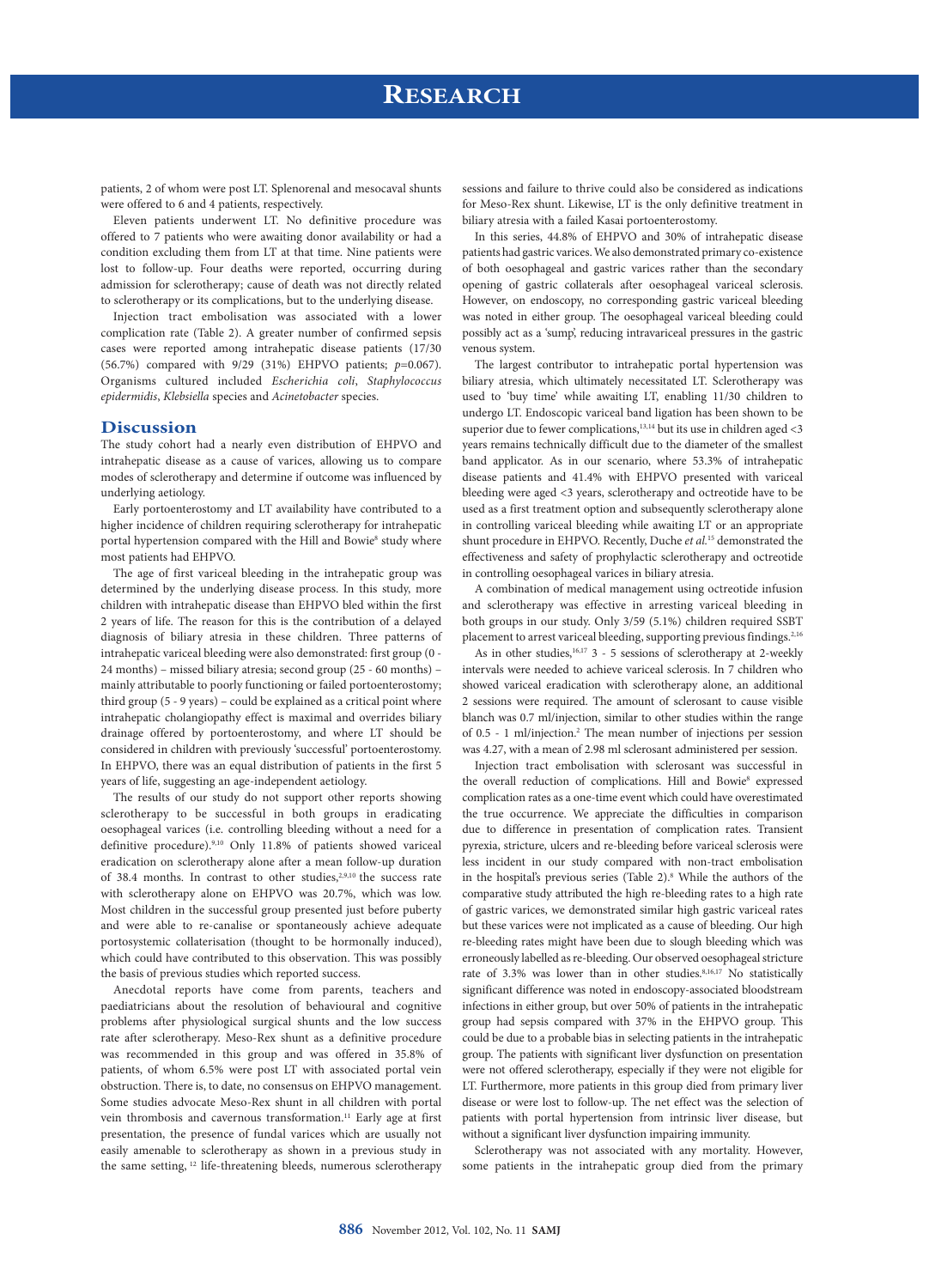patients, 2 of whom were post LT. Splenorenal and mesocaval shunts were offered to 6 and 4 patients, respectively.

Eleven patients underwent LT. No definitive procedure was offered to 7 patients who were awaiting donor availability or had a condition excluding them from LT at that time. Nine patients were lost to follow-up. Four deaths were reported, occurring during admission for sclerotherapy; cause of death was not directly related to sclerotherapy or its complications, but to the underlying disease.

Injection tract embolisation was associated with a lower complication rate (Table 2). A greater number of confirmed sepsis cases were reported among intrahepatic disease patients (17/30 (56.7%) compared with 9/29 (31%) EHPVO patients; $p$=0.067). Organisms cultured included *Escherichia coli*, *Staphylococcus epidermidis*, *Klebsiella* species and *Acinetobacter* species.

## Discussion

The study cohort had a nearly even distribution of EHPVO and intrahepatic disease as a cause of varices, allowing us to compare modes of sclerotherapy and determine if outcome was influenced by underlying aetiology.

Early portoenterostomy and LT availability have contributed to a higher incidence of children requiring sclerotherapy for intrahepatic portal hypertension compared with the Hill and Bowie[8] study where most patients had EHPVO.

The age of first variceal bleeding in the intrahepatic group was determined by the underlying disease process. In this study, more children with intrahepatic disease than EHPVO bled within the first 2 years of life. The reason for this is the contribution of a delayed diagnosis of biliary atresia in these children. Three patterns of intrahepatic variceal bleeding were also demonstrated: first group (0 - 24 months) – missed biliary atresia; second group (25 - 60 months) – mainly attributable to poorly functioning or failed portoenterostomy; third group (5 - 9 years) – could be explained as a critical point where intrahepatic cholangiopathy effect is maximal and overrides biliary drainage offered by portoenterostomy, and where LT should be considered in children with previously 'successful' portoenterostomy. In EHPVO, there was an equal distribution of patients in the first 5 years of life, suggesting an age-independent aetiology.

The results of our study do not support other reports showing sclerotherapy to be successful in both groups in eradicating oesophageal varices (i.e. controlling bleeding without a need for a definitive procedure).[9,10] Only 11.8% of patients showed variceal eradication on sclerotherapy alone after a mean follow-up duration of 38.4 months. In contrast to other studies,[2,9,10] the success rate with sclerotherapy alone on EHPVO was 20.7%, which was low. Most children in the successful group presented just before puberty and were able to re-canalise or spontaneously achieve adequate portosystemic collaterisation (thought to be hormonally induced), which could have contributed to this observation. This was possibly the basis of previous studies which reported success.

Anecdotal reports have come from parents, teachers and paediatricians about the resolution of behavioural and cognitive problems after physiological surgical shunts and the low success rate after sclerotherapy. Meso-Rex shunt as a definitive procedure was recommended in this group and was offered in 35.8% of patients, of whom 6.5% were post LT with associated portal vein obstruction. There is, to date, no consensus on EHPVO management. Some studies advocate Meso-Rex shunt in all children with portal vein thrombosis and cavernous transformation.[11] Early age at first presentation, the presence of fundal varices which are usually not easily amenable to sclerotherapy as shown in a previous study in the same setting,[12] life-threatening bleeds, numerous sclerotherapy sessions and failure to thrive could also be considered as indications for Meso-Rex shunt. Likewise, LT is the only definitive treatment in biliary atresia with a failed Kasai portoenterostomy.

In this series, 44.8% of EHPVO and 30% of intrahepatic disease patients had gastric varices. We also demonstrated primary co-existence of both oesophageal and gastric varices rather than the secondary opening of gastric collaterals after oesophageal variceal sclerosis. However, on endoscopy, no corresponding gastric variceal bleeding was noted in either group. The oesophageal variceal bleeding could possibly act as a 'sump', reducing intravariceal pressures in the gastric venous system.

The largest contributor to intrahepatic portal hypertension was biliary atresia, which ultimately necessitated LT. Sclerotherapy was used to 'buy time' while awaiting LT, enabling 11/30 children to undergo LT. Endoscopic variceal band ligation has been shown to be superior due to fewer complications,[13,14] but its use in children aged <3 years remains technically difficult due to the diameter of the smallest band applicator. As in our scenario, where 53.3% of intrahepatic disease patients and 41.4% with EHPVO presented with variceal bleeding were aged <3 years, sclerotherapy and octreotide have to be used as a first treatment option and subsequently sclerotherapy alone in controlling variceal bleeding while awaiting LT or an appropriate shunt procedure in EHPVO. Recently, Duche *et al.*[15] demonstrated the effectiveness and safety of prophylactic sclerotherapy and octreotide in controlling oesophageal varices in biliary atresia.

A combination of medical management using octreotide infusion and sclerotherapy was effective in arresting variceal bleeding in both groups in our study. Only 3/59 (5.1%) children required SSBT placement to arrest variceal bleeding, supporting previous findings.[2,16]

As in other studies,[16,17] 3 - 5 sessions of sclerotherapy at 2-weekly intervals were needed to achieve variceal sclerosis. In 7 children who showed variceal eradication with sclerotherapy alone, an additional 2 sessions were required. The amount of sclerosant to cause visible blanch was 0.7 ml/injection, similar to other studies within the range of 0.5 - 1 ml/injection.[2] The mean number of injections per session was 4.27, with a mean of 2.98 ml sclerosant administered per session.

Injection tract embolisation with sclerosant was successful in the overall reduction of complications. Hill and Bowie[8] expressed complication rates as a one-time event which could have overestimated the true occurrence. We appreciate the difficulties in comparison due to difference in presentation of complication rates. Transient pyrexia, stricture, ulcers and re-bleeding before variceal sclerosis were less incident in our study compared with non-tract embolisation in the hospital's previous series (Table 2).[8] While the authors of the comparative study attributed the high re-bleeding rates to a high rate of gastric varices, we demonstrated similar high gastric variceal rates but these varices were not implicated as a cause of bleeding. Our high re-bleeding rates might have been due to slough bleeding which was erroneously labelled as re-bleeding. Our observed oesophageal stricture rate of 3.3% was lower than in other studies.[8,16,17] No statistically significant difference was noted in endoscopy-associated bloodstream infections in either group, but over 50% of patients in the intrahepatic group had sepsis compared with 37% in the EHPVO group. This could be due to a probable bias in selecting patients in the intrahepatic group. The patients with significant liver dysfunction on presentation were not offered sclerotherapy, especially if they were not eligible for LT. Furthermore, more patients in this group died from primary liver disease or were lost to follow-up. The net effect was the selection of patients with portal hypertension from intrinsic liver disease, but without a significant liver dysfunction impairing immunity.

Sclerotherapy was not associated with any mortality. However, some patients in the intrahepatic group died from the primary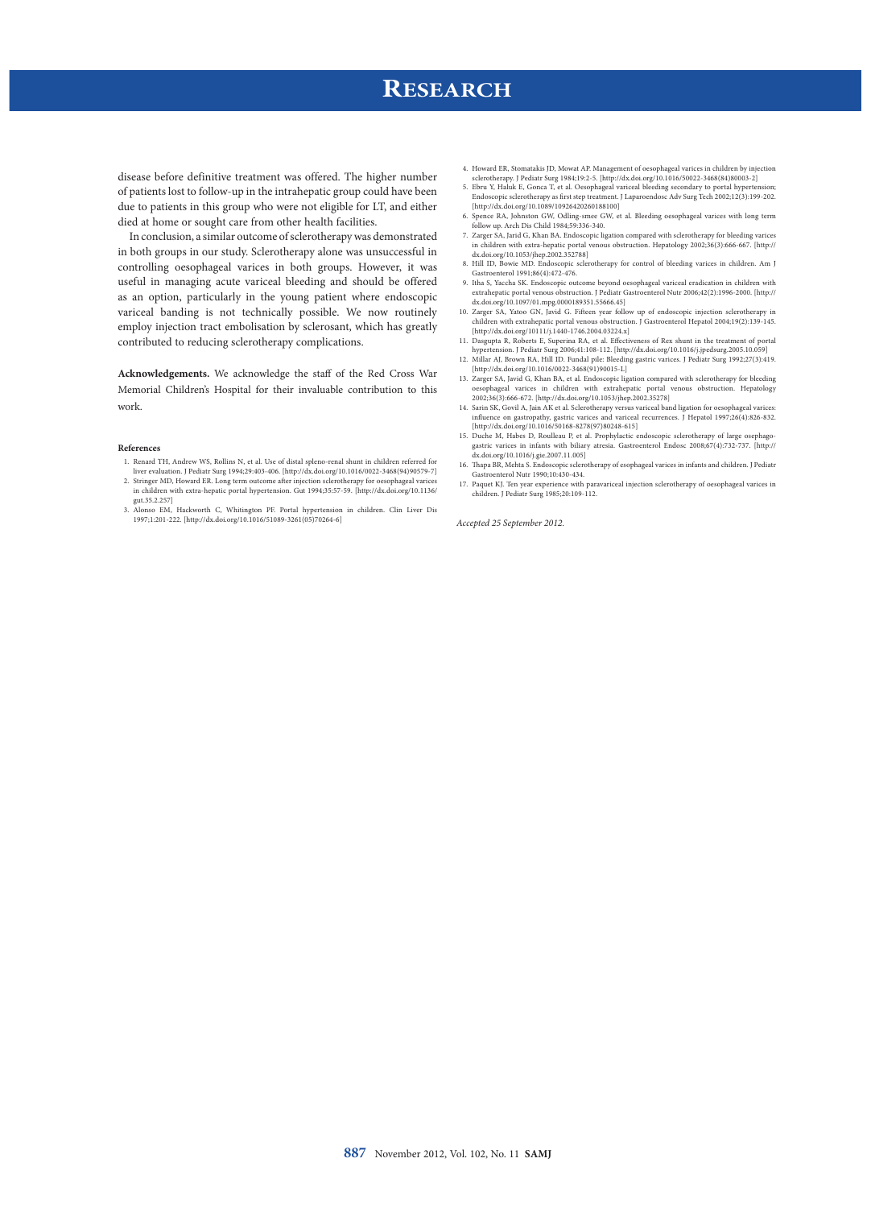disease before definitive treatment was offered. The higher number of patients lost to follow-up in the intrahepatic group could have been due to patients in this group who were not eligible for LT, and either died at home or sought care from other health facilities.

In conclusion, a similar outcome of sclerotherapy was demonstrated in both groups in our study. Sclerotherapy alone was unsuccessful in controlling oesophageal varices in both groups. However, it was useful in managing acute variceal bleeding and should be offered as an option, particularly in the young patient where endoscopic variceal banding is not technically possible. We now routinely employ injection tract embolisation by sclerosant, which has greatly contributed to reducing sclerotherapy complications.

**Acknowledgements.** We acknowledge the staff of the Red Cross War Memorial Children's Hospital for their invaluable contribution to this work.

#### References

1. Renard TH, Andrew WS, Rollins N, et al. Use of distal spleno-renal shunt in children referred for liver evaluation. J Pediatr Surg 1994;29:403-406. [http://dx.doi.org/10.1016/0022-3468(94)90579-7]
2. Stringer MD, Howard ER. Long term outcome after injection sclerotherapy for oesophageal varices in children with extra-hepatic portal hypertension. Gut 1994;35:57-59. [http://dx.doi.org/10.1136/gut.35.2.257]
3. Alonso EM, Hackworth C, Whitington PF. Portal hypertension in children. Clin Liver Dis 1997;1:201-222. [http://dx.doi.org/10.1016/S1089-3261(05)70264-6]
4. Howard ER, Stomatakis JD, Mowat AP. Management of oesophageal varices in children by injection sclerotherapy. J Pediatr Surg 1984;19:2-5. [http://dx.doi.org/10.1016/S0022-3468(84)80003-2]
5. Ebru Y, Haluk E, Gonca T, et al. Oesophageal variceal bleeding secondary to portal hypertension; Endoscopic sclerotherapy as first step treatment. J Laparoendosc Adv Surg Tech 2002;12(3):199-202. [http://dx.doi.org/10.1089/10926420260188100]
6. Spence RA, Johnston GW, Odling-smee GW, et al. Bleeding oesophageal varices with long term follow up. Arch Dis Child 1984;59:336-340.
7. Zarger SA, Jarid G, Khan BA. Endoscopic ligation compared with sclerotherapy for bleeding varices in children with extra-hepatic portal venous obstruction. Hepatology 2002;36(3):666-667. [http://dx.doi.org/10.1053/jhep.2002.352788]
8. Hill ID, Bowie MD. Endoscopic sclerotherapy for control of bleeding varices in children. Am J Gastroenterol 1991;86(4):472-476.
9. Itha S, Yaccha SK. Endoscopic outcome beyond oesophageal variceal eradication in children with extrahepatic portal venous obstruction. J Pediatr Gastroenterol Nutr 2006;42(2):1996-2000. [http://dx.doi.org/10.1097/01.mpg.0000189351.55666.45]
10. Zarger SA, Yatoo GN, Javid G. Fifteen year follow up of endoscopic injection sclerotherapy in children with extrahepatic portal venous obstruction. J Gastroenterol Hepatol 2004;19(2):139-145. [http://dx.doi.org/10111/j.1440-1746.2004.03224.x]
11. Dasgupta R, Roberts E, Superina RA, et al. Effectiveness of Rex shunt in the treatment of portal hypertension. J Pediatr Surg 2006;41:108-112. [http://dx.doi.org/10.1016/j.jpedsurg.2005.10.059]
12. Millar AJ, Brown RA, Hill ID. Fundal pile: Bleeding gastric varices. J Pediatr Surg 1992;27(3):419. [http://dx.doi.org/10.1016/0022-3468(91)90015-L]
13. Zarger SA, Javid G, Khan BA, et al. Endoscopic ligation compared with sclerotherapy for bleeding oesophageal varices in children with extrahepatic portal venous obstruction. Hepatology 2002;36(3):666-672. [http://dx.doi.org/10.1053/jhep.2002.35278]
14. Sarin SK, Govil A, Jain AK et al. Sclerotherapy versus variceal band ligation for oesophageal varices: influence on gastropathy, gastric varices and variceal recurrences. J Hepatol 1997;26(4):826-832. [http://dx.doi.org/10.1016/S0168-8278(97)80248-615]
15. Duche M, Habes D, Roulleau P, et al. Prophylactic endoscopic sclerotherapy of large osephago-gastric varices in infants with biliary atresia. Gastroenterol Endosc 2008;67(4):732-737. [http://dx.doi.org/10.1016/j.gie.2007.11.005]
16. Thapa BR, Mehta S. Endoscopic sclerotherapy of esophageal varices in infants and children. J Pediatr Gastroenterol Nutr 1990;10:430-434.
17. Paquet KJ. Ten year experience with paravariceal injection sclerotherapy of oesophageal varices in children. J Pediatr Surg 1985;20:109-112.

*Accepted 25 September 2012.*